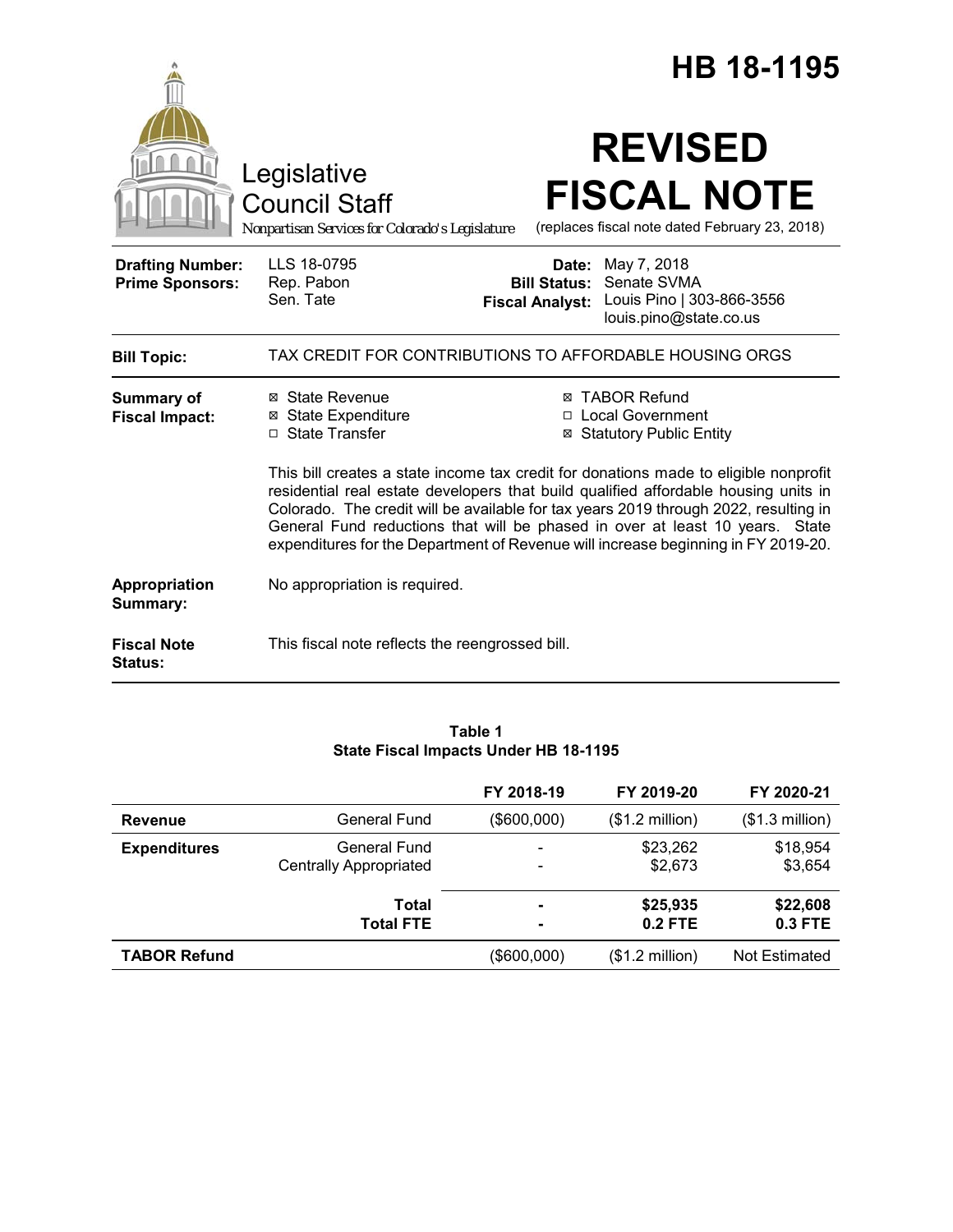# HB 18-1195

Legislative Council Staff

*Nonpartisan Services for Colorado's Legislature*

# REVISED FISCAL NOTE

(replaces fiscal note dated February 23, 2018)

| | | | |
|---|---|---|---|
| **Drafting Number:** | LLS 18-0795 | **Date:** | May 7, 2018 |
| **Prime Sponsors:** | Rep. Pabon<br>Sen. Tate | **Bill Status:** | Senate SVMA |
| | | **Fiscal Analyst:** | Louis Pino \| 303-866-3556<br>louis.pino@state.co.us |

**Bill Topic:** TAX CREDIT FOR CONTRIBUTIONS TO AFFORDABLE HOUSING ORGS

**Summary of Fiscal Impact:**

- ☒ State Revenue
- ☒ State Expenditure
- ☐ State Transfer
- ☒ TABOR Refund
- ☐ Local Government
- ☒ Statutory Public Entity

This bill creates a state income tax credit for donations made to eligible nonprofit residential real estate developers that build qualified affordable housing units in Colorado. The credit will be available for tax years 2019 through 2022, resulting in General Fund reductions that will be phased in over at least 10 years. State expenditures for the Department of Revenue will increase beginning in FY 2019-20.

**Appropriation Summary:** No appropriation is required.

**Fiscal Note Status:** This fiscal note reflects the reengrossed bill.

**Table 1**
**State Fiscal Impacts Under HB 18-1195**

| | | FY 2018-19 | FY 2019-20 | FY 2020-21 |
|---|---|---|---|---|
| **Revenue** | General Fund | ($600,000) | ($1.2 million) | ($1.3 million) |
| **Expenditures** | General Fund | - | $23,262 | $18,954 |
| | Centrally Appropriated | - | $2,673 | $3,654 |
| | **Total** | **-** | **$25,935** | **$22,608** |
| | **Total FTE** | **-** | **0.2 FTE** | **0.3 FTE** |
| **TABOR Refund** | | ($600,000) | ($1.2 million) | Not Estimated |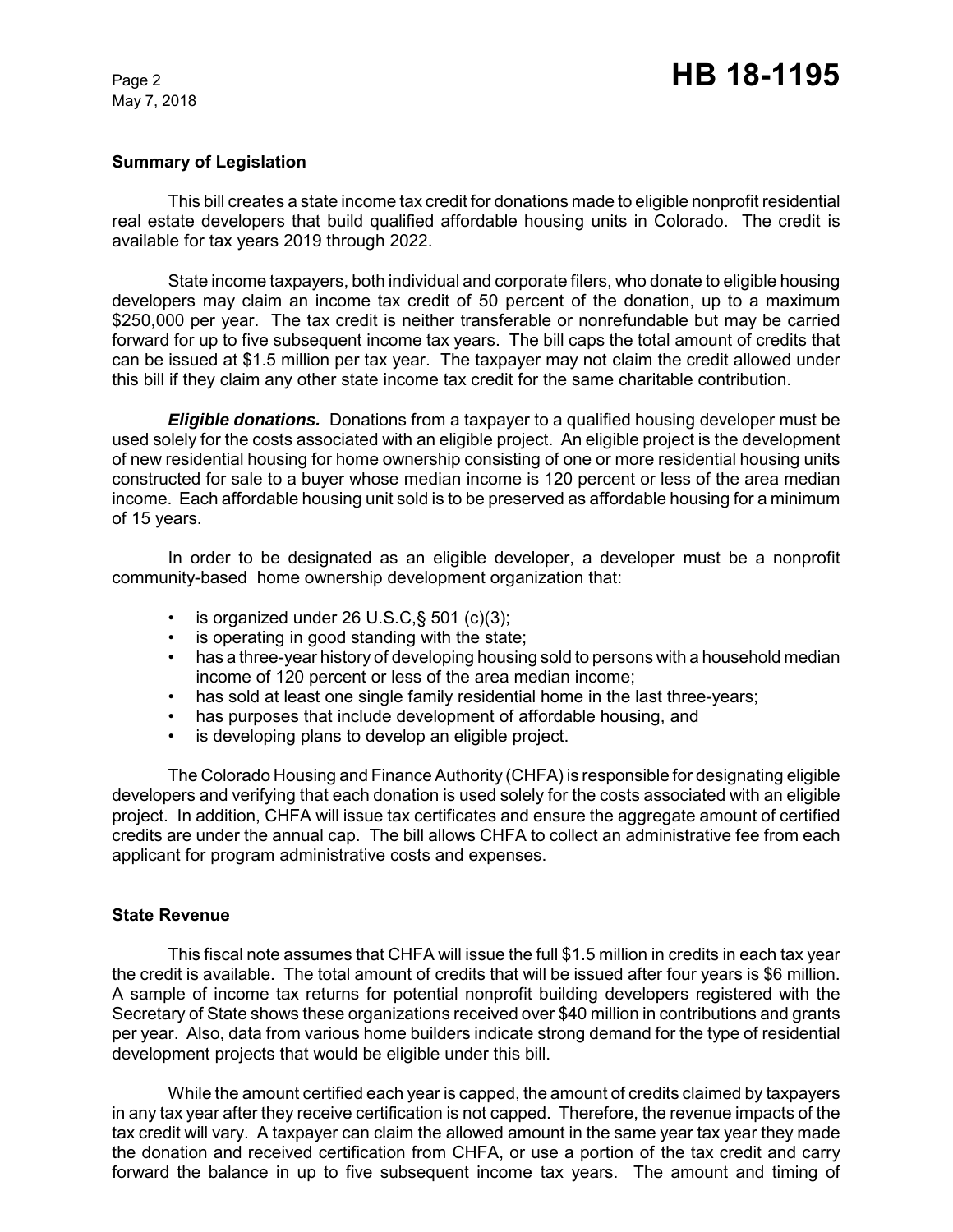## Summary of Legislation

This bill creates a state income tax credit for donations made to eligible nonprofit residential real estate developers that build qualified affordable housing units in Colorado. The credit is available for tax years 2019 through 2022.

State income taxpayers, both individual and corporate filers, who donate to eligible housing developers may claim an income tax credit of 50 percent of the donation, up to a maximum $250,000 per year. The tax credit is neither transferable or nonrefundable but may be carried forward for up to five subsequent income tax years. The bill caps the total amount of credits that can be issued at $1.5 million per tax year. The taxpayer may not claim the credit allowed under this bill if they claim any other state income tax credit for the same charitable contribution.

***Eligible donations.*** Donations from a taxpayer to a qualified housing developer must be used solely for the costs associated with an eligible project. An eligible project is the development of new residential housing for home ownership consisting of one or more residential housing units constructed for sale to a buyer whose median income is 120 percent or less of the area median income. Each affordable housing unit sold is to be preserved as affordable housing for a minimum of 15 years.

In order to be designated as an eligible developer, a developer must be a nonprofit community-based home ownership development organization that:

- is organized under 26 U.S.C,§ 501 (c)(3);
- is operating in good standing with the state;
- has a three-year history of developing housing sold to persons with a household median income of 120 percent or less of the area median income;
- has sold at least one single family residential home in the last three-years;
- has purposes that include development of affordable housing, and
- is developing plans to develop an eligible project.

The Colorado Housing and Finance Authority (CHFA) is responsible for designating eligible developers and verifying that each donation is used solely for the costs associated with an eligible project. In addition, CHFA will issue tax certificates and ensure the aggregate amount of certified credits are under the annual cap. The bill allows CHFA to collect an administrative fee from each applicant for program administrative costs and expenses.

## State Revenue

This fiscal note assumes that CHFA will issue the full $1.5 million in credits in each tax year the credit is available. The total amount of credits that will be issued after four years is $6 million. A sample of income tax returns for potential nonprofit building developers registered with the Secretary of State shows these organizations received over $40 million in contributions and grants per year. Also, data from various home builders indicate strong demand for the type of residential development projects that would be eligible under this bill.

While the amount certified each year is capped, the amount of credits claimed by taxpayers in any tax year after they receive certification is not capped. Therefore, the revenue impacts of the tax credit will vary. A taxpayer can claim the allowed amount in the same year tax year they made the donation and received certification from CHFA, or use a portion of the tax credit and carry forward the balance in up to five subsequent income tax years. The amount and timing of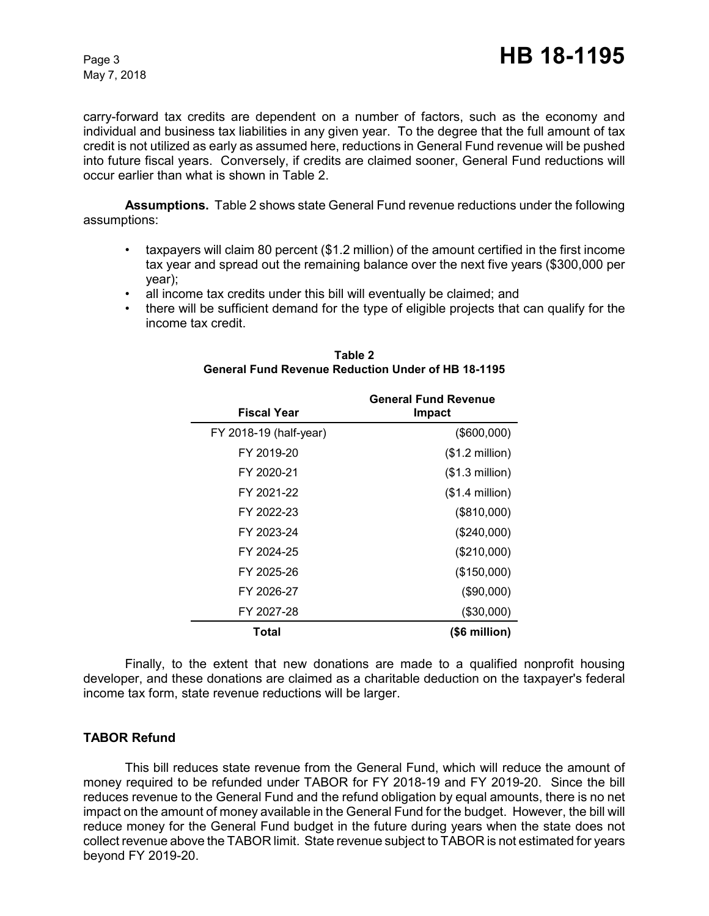carry-forward tax credits are dependent on a number of factors, such as the economy and individual and business tax liabilities in any given year. To the degree that the full amount of tax credit is not utilized as early as assumed here, reductions in General Fund revenue will be pushed into future fiscal years. Conversely, if credits are claimed sooner, General Fund reductions will occur earlier than what is shown in Table 2.

**Assumptions.** Table 2 shows state General Fund revenue reductions under the following assumptions:

- taxpayers will claim 80 percent ($1.2 million) of the amount certified in the first income tax year and spread out the remaining balance over the next five years ($300,000 per year);
- all income tax credits under this bill will eventually be claimed; and
- there will be sufficient demand for the type of eligible projects that can qualify for the income tax credit.

**Table 2**
**General Fund Revenue Reduction Under of HB 18-1195**

| Fiscal Year | General Fund Revenue Impact |
|---|---|
| FY 2018-19 (half-year) | ($600,000) |
| FY 2019-20 | ($1.2 million) |
| FY 2020-21 | ($1.3 million) |
| FY 2021-22 | ($1.4 million) |
| FY 2022-23 | ($810,000) |
| FY 2023-24 | ($240,000) |
| FY 2024-25 | ($210,000) |
| FY 2025-26 | ($150,000) |
| FY 2026-27 | ($90,000) |
| FY 2027-28 | ($30,000) |
| **Total** | **($6 million)** |

Finally, to the extent that new donations are made to a qualified nonprofit housing developer, and these donations are claimed as a charitable deduction on the taxpayer's federal income tax form, state revenue reductions will be larger.

## TABOR Refund

This bill reduces state revenue from the General Fund, which will reduce the amount of money required to be refunded under TABOR for FY 2018-19 and FY 2019-20. Since the bill reduces revenue to the General Fund and the refund obligation by equal amounts, there is no net impact on the amount of money available in the General Fund for the budget. However, the bill will reduce money for the General Fund budget in the future during years when the state does not collect revenue above the TABOR limit. State revenue subject to TABOR is not estimated for years beyond FY 2019-20.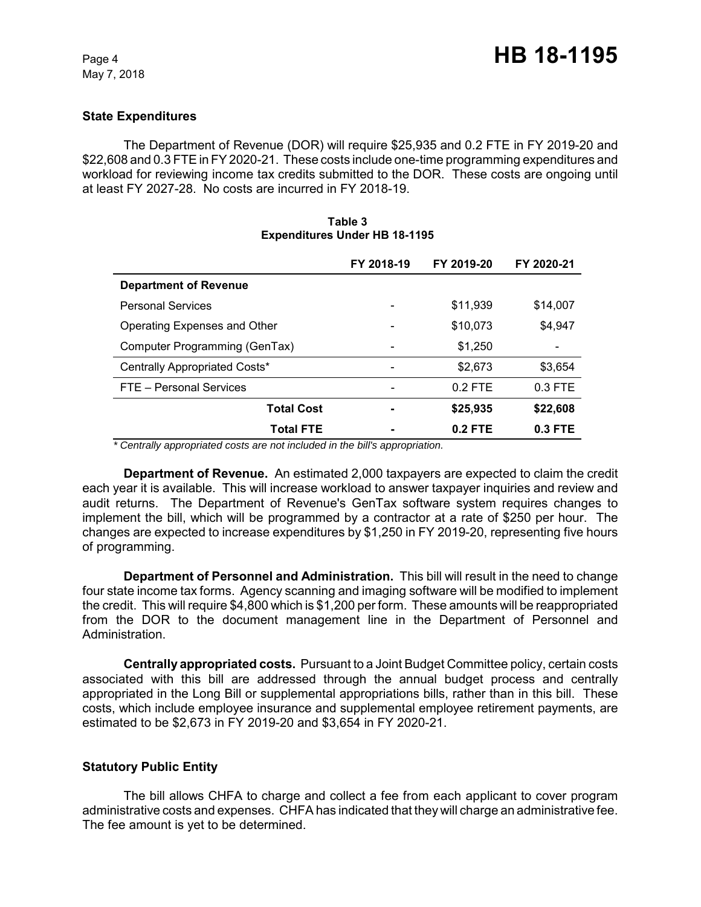### State Expenditures

The Department of Revenue (DOR) will require $25,935 and 0.2 FTE in FY 2019-20 and $22,608 and 0.3 FTE in FY 2020-21. These costs include one-time programming expenditures and workload for reviewing income tax credits submitted to the DOR. These costs are ongoing until at least FY 2027-28. No costs are incurred in FY 2018-19.

**Table 3**
**Expenditures Under HB 18-1195**

| | FY 2018-19 | FY 2019-20 | FY 2020-21 |
|---|---|---|---|
| **Department of Revenue** | | | |
| Personal Services | - | $11,939 | $14,007 |
| Operating Expenses and Other | - | $10,073 | $4,947 |
| Computer Programming (GenTax) | - | $1,250 | - |
| Centrally Appropriated Costs* | - | $2,673 | $3,654 |
| FTE – Personal Services | - | 0.2 FTE | 0.3 FTE |
| **Total Cost** | **-** | **$25,935** | **$22,608** |
| **Total FTE** | **-** | **0.2 FTE** | **0.3 FTE** |

*\* Centrally appropriated costs are not included in the bill's appropriation.*

**Department of Revenue.** An estimated 2,000 taxpayers are expected to claim the credit each year it is available. This will increase workload to answer taxpayer inquiries and review and audit returns. The Department of Revenue's GenTax software system requires changes to implement the bill, which will be programmed by a contractor at a rate of $250 per hour. The changes are expected to increase expenditures by $1,250 in FY 2019-20, representing five hours of programming.

**Department of Personnel and Administration.** This bill will result in the need to change four state income tax forms. Agency scanning and imaging software will be modified to implement the credit. This will require $4,800 which is $1,200 per form. These amounts will be reappropriated from the DOR to the document management line in the Department of Personnel and Administration.

**Centrally appropriated costs.** Pursuant to a Joint Budget Committee policy, certain costs associated with this bill are addressed through the annual budget process and centrally appropriated in the Long Bill or supplemental appropriations bills, rather than in this bill. These costs, which include employee insurance and supplemental employee retirement payments, are estimated to be $2,673 in FY 2019-20 and $3,654 in FY 2020-21.

### Statutory Public Entity

The bill allows CHFA to charge and collect a fee from each applicant to cover program administrative costs and expenses. CHFA has indicated that they will charge an administrative fee. The fee amount is yet to be determined.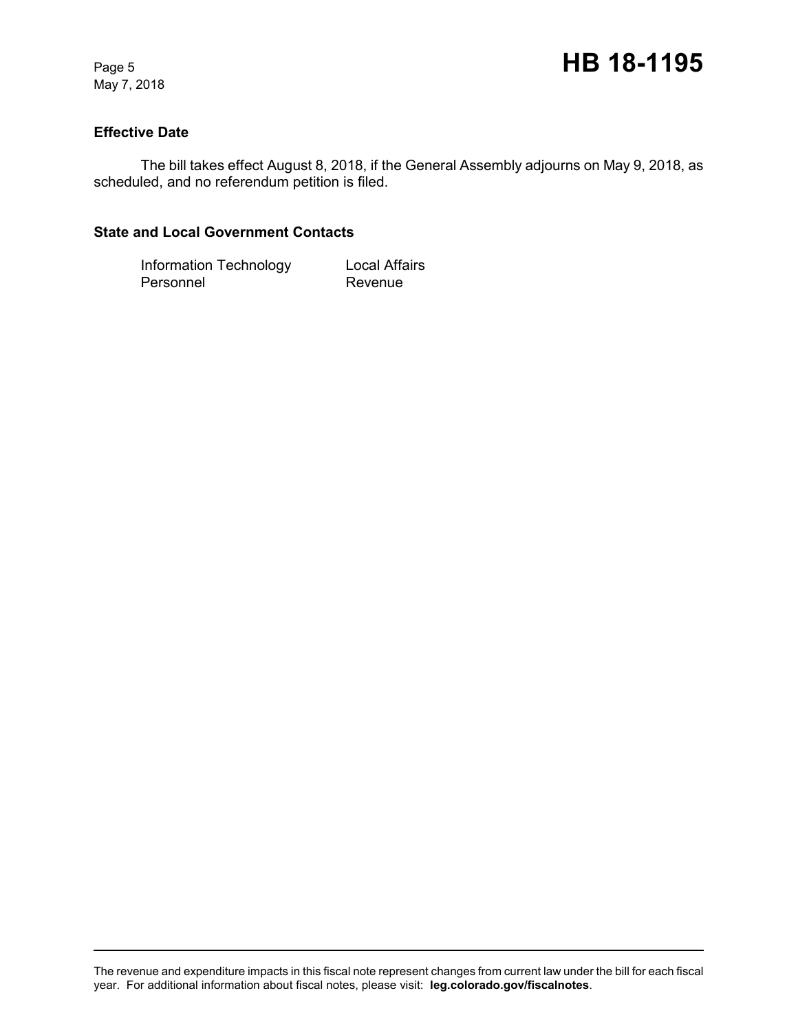## Effective Date

The bill takes effect August 8, 2018, if the General Assembly adjourns on May 9, 2018, as scheduled, and no referendum petition is filed.

## State and Local Government Contacts

| | |
|---|---|
| Information Technology | Local Affairs |
| Personnel | Revenue |

The revenue and expenditure impacts in this fiscal note represent changes from current law under the bill for each fiscal year. For additional information about fiscal notes, please visit: **leg.colorado.gov/fiscalnotes**.